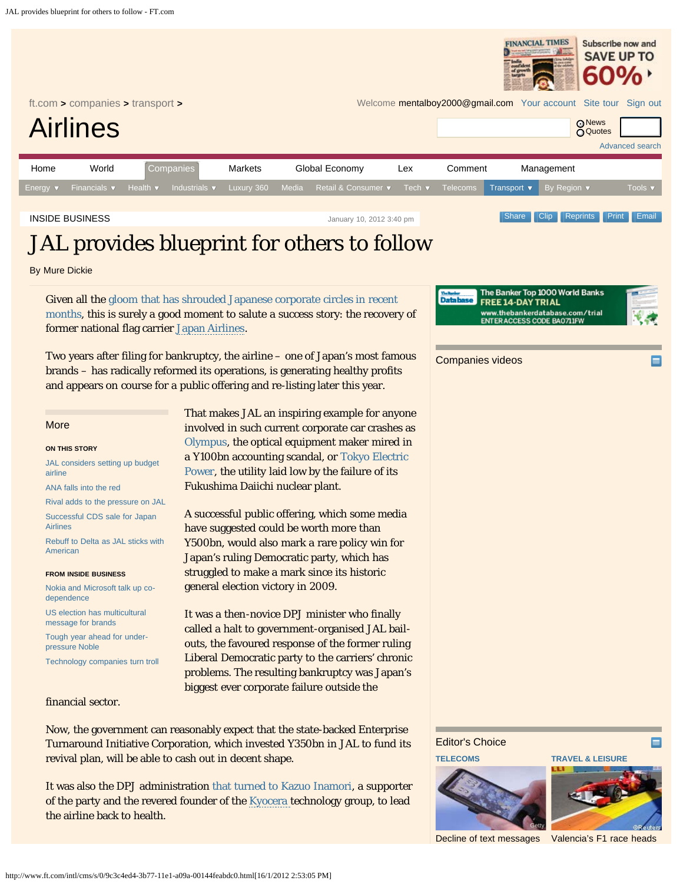INSIDE BUSINESS

January 10, 2012 3:40 pm

# JAL provides blueprint for others to follow

By Mure Dickie

Given all the gloom that has shrouded Japanese corporate circles in recent months, this is surely a good moment to salute a success story: the recovery of former national flag carrier Japan Airlines.

Two years after filing for bankruptcy, the airline – one of Japan's most famous brands – has radically reformed its operations, is generating healthy profits and appears on course for a public offering and re-listing later this year.

That makes JAL an inspiring example for anyone involved in such current corporate car crashes as Olympus, the optical equipment maker mired in a Y100bn accounting scandal, or Tokyo Electric Power, the utility laid low by the failure of its Fukushima Daiichi nuclear plant.

A successful public offering, which some media have suggested could be worth more than Y500bn, would also mark a rare policy win for Japan's ruling Democratic party, which has struggled to make a mark since its historic general election victory in 2009.

It was a then-novice DPJ minister who finally called a halt to government-organised JAL bail-outs, the favoured response of the former ruling Liberal Democratic party to the carriers' chronic problems. The resulting bankruptcy was Japan's biggest ever corporate failure outside the financial sector.

Now, the government can reasonably expect that the state-backed Enterprise Turnaround Initiative Corporation, which invested Y350bn in JAL to fund its revival plan, will be able to cash out in decent shape.

It was also the DPJ administration that turned to Kazuo Inamori, a supporter of the party and the revered founder of the Kyocera technology group, to lead the airline back to health.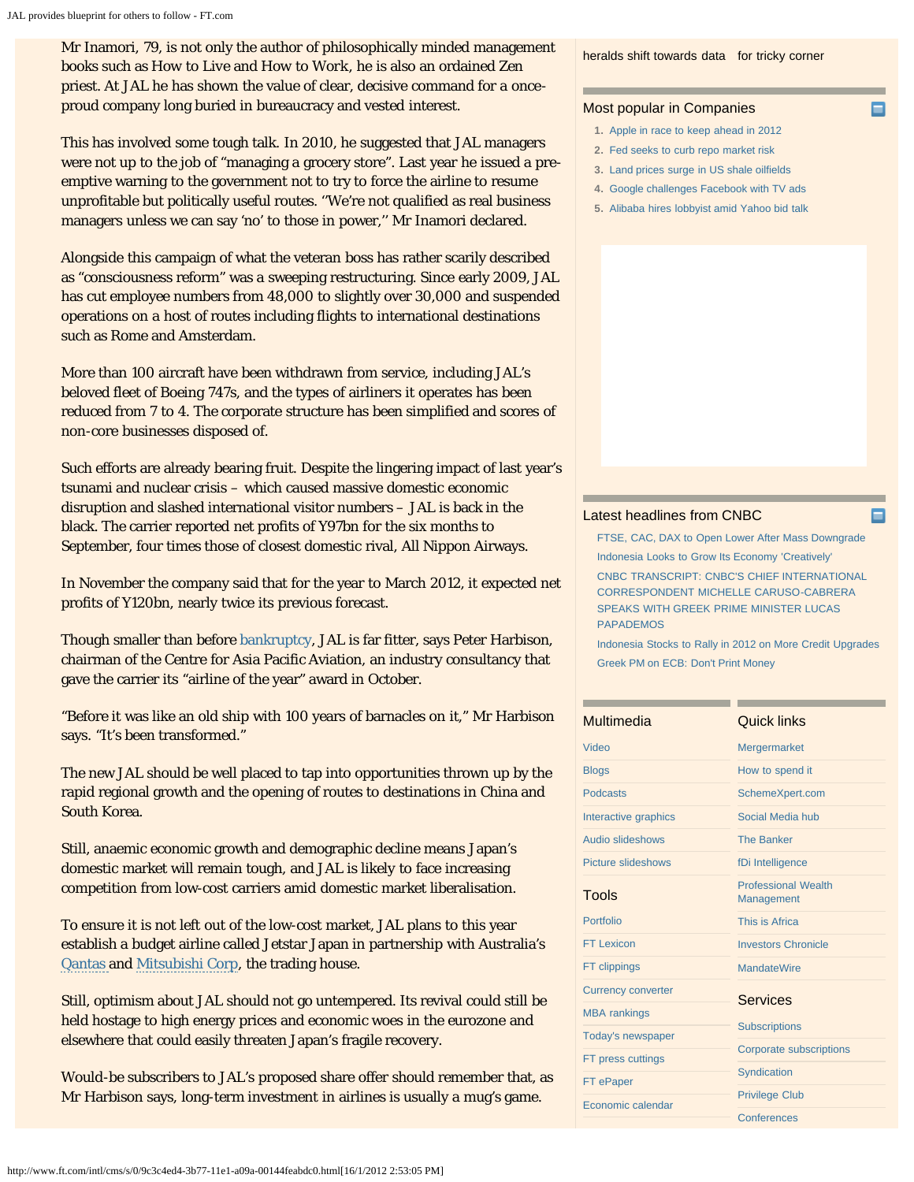Mr Inamori, 79, is not only the author of philosophically minded management books such as How to Live and How to Work, he is also an ordained Zen priest. At JAL he has shown the value of clear, decisive command for a once-proud company long buried in bureaucracy and vested interest.

This has involved some tough talk. In 2010, he suggested that JAL managers were not up to the job of "managing a grocery store". Last year he issued a pre-emptive warning to the government not to try to force the airline to resume unprofitable but politically useful routes. "We're not qualified as real business managers unless we can say 'no' to those in power," Mr Inamori declared.

Alongside this campaign of what the veteran boss has rather scarily described as "consciousness reform" was a sweeping restructuring. Since early 2009, JAL has cut employee numbers from 48,000 to slightly over 30,000 and suspended operations on a host of routes including flights to international destinations such as Rome and Amsterdam.

More than 100 aircraft have been withdrawn from service, including JAL's beloved fleet of Boeing 747s, and the types of airliners it operates has been reduced from 7 to 4. The corporate structure has been simplified and scores of non-core businesses disposed of.

Such efforts are already bearing fruit. Despite the lingering impact of last year's tsunami and nuclear crisis – which caused massive domestic economic disruption and slashed international visitor numbers – JAL is back in the black. The carrier reported net profits of Y97bn for the six months to September, four times those of closest domestic rival, All Nippon Airways.

In November the company said that for the year to March 2012, it expected net profits of Y120bn, nearly twice its previous forecast.

Though smaller than before bankruptcy, JAL is far fitter, says Peter Harbison, chairman of the Centre for Asia Pacific Aviation, an industry consultancy that gave the carrier its "airline of the year" award in October.

"Before it was like an old ship with 100 years of barnacles on it," Mr Harbison says. "It's been transformed."

The new JAL should be well placed to tap into opportunities thrown up by the rapid regional growth and the opening of routes to destinations in China and South Korea.

Still, anaemic economic growth and demographic decline means Japan's domestic market will remain tough, and JAL is likely to face increasing competition from low-cost carriers amid domestic market liberalisation.

To ensure it is not left out of the low-cost market, JAL plans to this year establish a budget airline called Jetstar Japan in partnership with Australia's Qantas and Mitsubishi Corp, the trading house.

Still, optimism about JAL should not go untempered. Its revival could still be held hostage to high energy prices and economic woes in the eurozone and elsewhere that could easily threaten Japan's fragile recovery.

Would-be subscribers to JAL's proposed share offer should remember that, as Mr Harbison says, long-term investment in airlines is usually a mug's game.

heralds shift towards data | for tricky corner

### Most popular in Companies

1. Apple in race to keep ahead in 2012
2. Fed seeks to curb repo market risk
3. Land prices surge in US shale oilfields
4. Google challenges Facebook with TV ads
5. Alibaba hires lobbyist amid Yahoo bid talk

### Latest headlines from CNBC

- FTSE, CAC, DAX to Open Lower After Mass Downgrade
- Indonesia Looks to Grow Its Economy 'Creatively'
- CNBC TRANSCRIPT: CNBC'S CHIEF INTERNATIONAL CORRESPONDENT MICHELLE CARUSO-CABRERA SPEAKS WITH GREEK PRIME MINISTER LUCAS PAPADEMOS
- Indonesia Stocks to Rally in 2012 on More Credit Upgrades
- Greek PM on ECB: Don't Print Money

### Multimedia

- Video
- Blogs
- Podcasts
- Interactive graphics
- Audio slideshows
- Picture slideshows

### Tools

- Portfolio
- FT Lexicon
- FT clippings
- Currency converter
- MBA rankings
- Today's newspaper
- FT press cuttings
- FT ePaper
- Economic calendar

### Quick links

- Mergermarket
- How to spend it
- SchemeXpert.com
- Social Media hub
- The Banker
- fDi Intelligence
- Professional Wealth Management
- This is Africa
- Investors Chronicle
- MandateWire

### Services

- Subscriptions
- Corporate subscriptions
- Syndication
- Privilege Club
- Conferences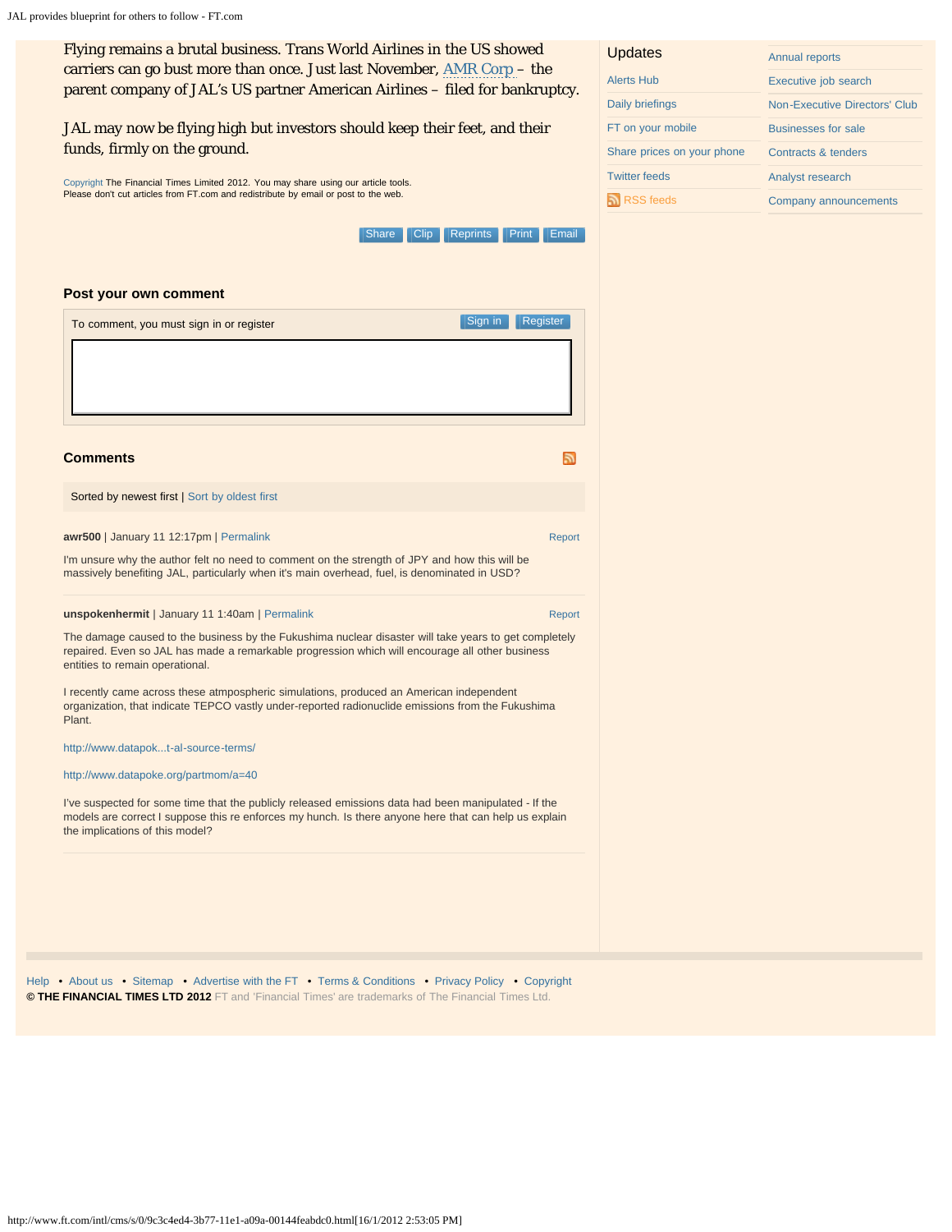Flying remains a brutal business. Trans World Airlines in the US showed carriers can go bust more than once. Just last November, AMR Corp – the parent company of JAL's US partner American Airlines – filed for bankruptcy.

JAL may now be flying high but investors should keep their feet, and their funds, firmly on the ground.

Copyright The Financial Times Limited 2012. You may share using our article tools. Please don't cut articles from FT.com and redistribute by email or post to the web.

Share | Clip | Reprints | Print | Email

Updates

- Alerts Hub
- Daily briefings
- FT on your mobile
- Share prices on your phone
- Twitter feeds
- RSS feeds

- Annual reports
- Executive job search
- Non-Executive Directors' Club
- Businesses for sale
- Contracts & tenders
- Analyst research
- Company announcements

### Post your own comment

To comment, you must sign in or register

Sign in | Register

### Comments

Sorted by newest first | Sort by oldest first

**awr500** | January 11 12:17pm | Permalink | Report

I'm unsure why the author felt no need to comment on the strength of JPY and how this will be massively benefiting JAL, particularly when it's main overhead, fuel, is denominated in USD?

**unspokenhermit** | January 11 1:40am | Permalink | Report

The damage caused to the business by the Fukushima nuclear disaster will take years to get completely repaired. Even so JAL has made a remarkable progression which will encourage all other business entities to remain operational.

I recently came across these atmpospheric simulations, produced an American independent organization, that indicate TEPCO vastly under-reported radionuclide emissions from the Fukushima Plant.

http://www.datapok...t-al-source-terms/

http://www.datapoke.org/partmom/a=40

I've suspected for some time that the publicly released emissions data had been manipulated - If the models are correct I suppose this re enforces my hunch. Is there anyone here that can help us explain the implications of this model?

Help • About us • Sitemap • Advertise with the FT • Terms & Conditions • Privacy Policy • Copyright

**© THE FINANCIAL TIMES LTD 2012** FT and 'Financial Times' are trademarks of The Financial Times Ltd.